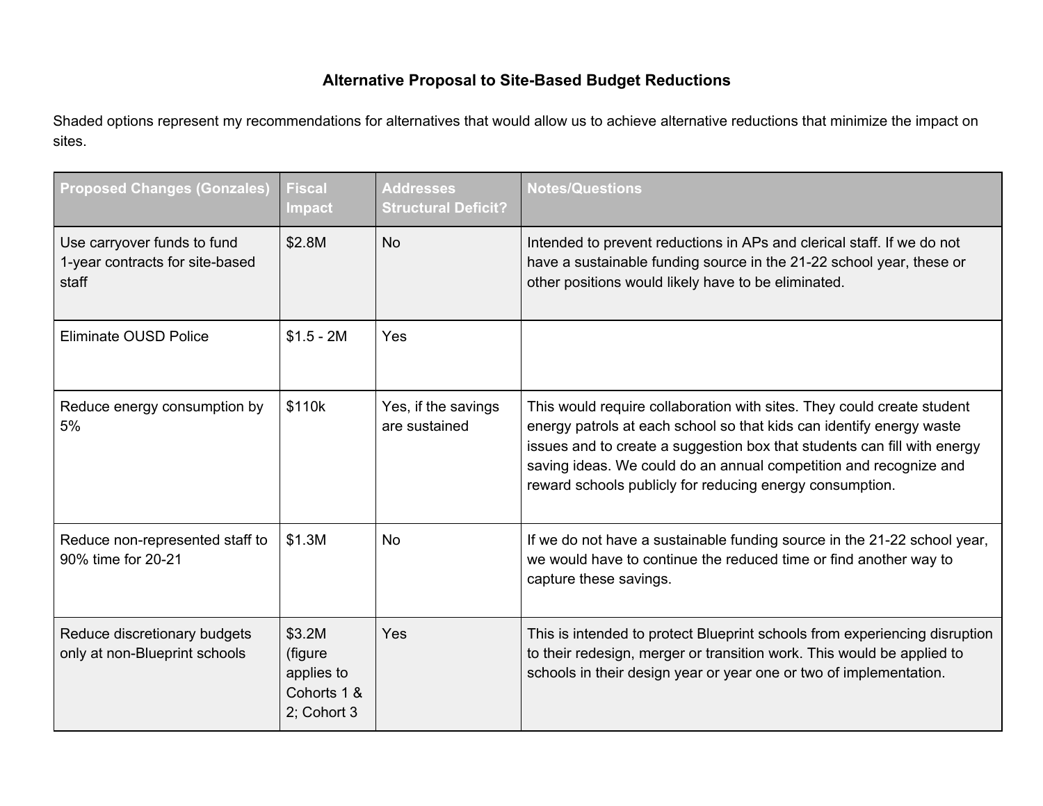**Alternative Proposal to Site-Based Budget Reductions**

Shaded options represent my recommendations for alternatives that would allow us to achieve alternative reductions that minimize the impact on sites.

| Proposed Changes (Gonzales) | Fiscal Impact | Addresses Structural Deficit? | Notes/Questions |
|---|---|---|---|
| Use carryover funds to fund 1-year contracts for site-based staff | $2.8M | No | Intended to prevent reductions in APs and clerical staff. If we do not have a sustainable funding source in the 21-22 school year, these or other positions would likely have to be eliminated. |
| Eliminate OUSD Police | $1.5 - 2M | Yes | |
| Reduce energy consumption by 5% | $110k | Yes, if the savings are sustained | This would require collaboration with sites. They could create student energy patrols at each school so that kids can identify energy waste issues and to create a suggestion box that students can fill with energy saving ideas. We could do an annual competition and recognize and reward schools publicly for reducing energy consumption. |
| Reduce non-represented staff to 90% time for 20-21 | $1.3M | No | If we do not have a sustainable funding source in the 21-22 school year, we would have to continue the reduced time or find another way to capture these savings. |
| Reduce discretionary budgets only at non-Blueprint schools | $3.2M (figure applies to Cohorts 1 & 2; Cohort 3 | Yes | This is intended to protect Blueprint schools from experiencing disruption to their redesign, merger or transition work. This would be applied to schools in their design year or year one or two of implementation. |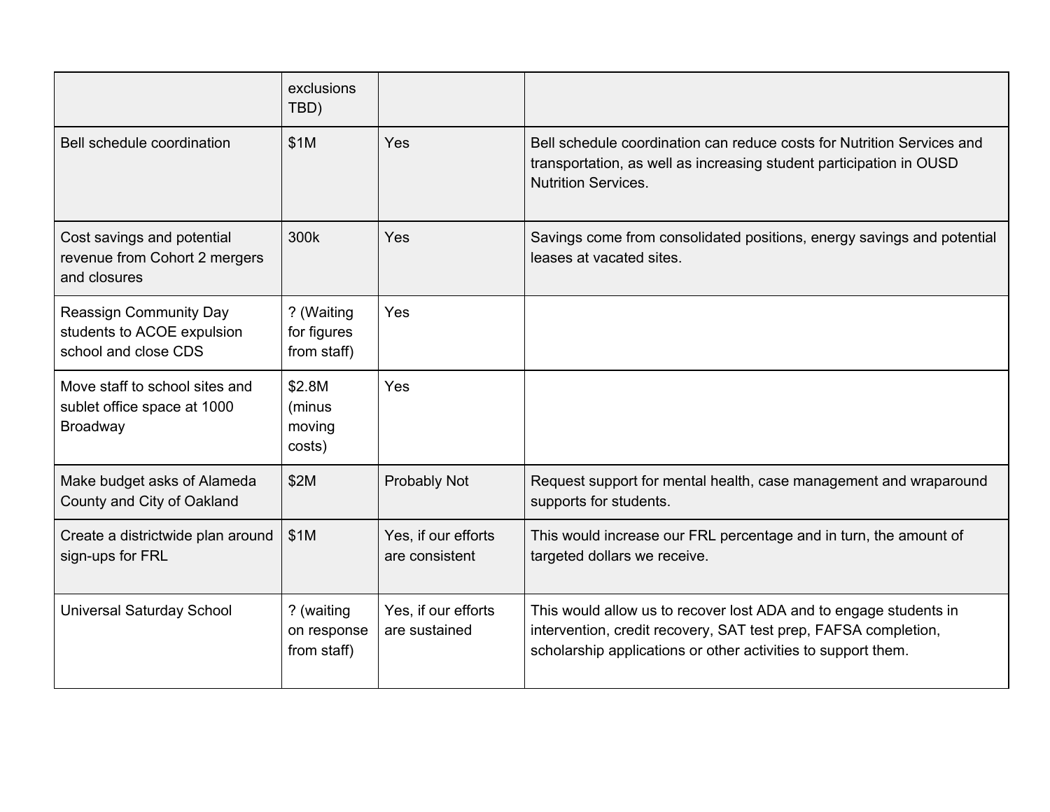| | | | |
|---|---|---|---|
| | exclusions TBD) | | |
| Bell schedule coordination | $1M | Yes | Bell schedule coordination can reduce costs for Nutrition Services and transportation, as well as increasing student participation in OUSD Nutrition Services. |
| Cost savings and potential revenue from Cohort 2 mergers and closures | 300k | Yes | Savings come from consolidated positions, energy savings and potential leases at vacated sites. |
| Reassign Community Day students to ACOE expulsion school and close CDS | ? (Waiting for figures from staff) | Yes | |
| Move staff to school sites and sublet office space at 1000 Broadway | $2.8M (minus moving costs) | Yes | |
| Make budget asks of Alameda County and City of Oakland | $2M | Probably Not | Request support for mental health, case management and wraparound supports for students. |
| Create a districtwide plan around sign-ups for FRL | $1M | Yes, if our efforts are consistent | This would increase our FRL percentage and in turn, the amount of targeted dollars we receive. |
| Universal Saturday School | ? (waiting on response from staff) | Yes, if our efforts are sustained | This would allow us to recover lost ADA and to engage students in intervention, credit recovery, SAT test prep, FAFSA completion, scholarship applications or other activities to support them. |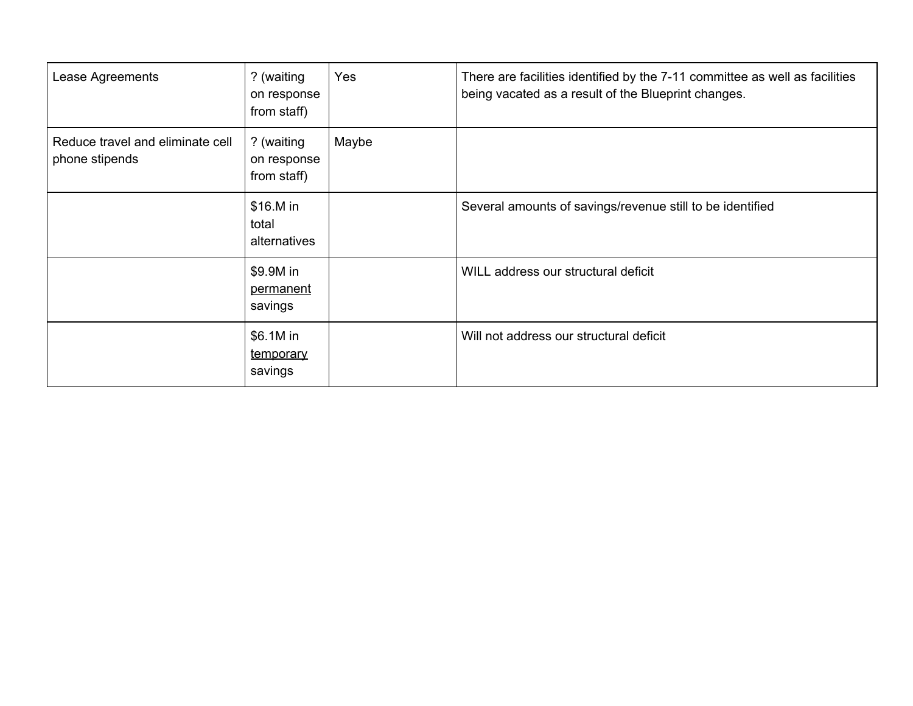| | | | |
|---|---|---|---|
| Lease Agreements | ? (waiting on response from staff) | Yes | There are facilities identified by the 7-11 committee as well as facilities being vacated as a result of the Blueprint changes. |
| Reduce travel and eliminate cell phone stipends | ? (waiting on response from staff) | Maybe | |
| | $16.M in total alternatives | | Several amounts of savings/revenue still to be identified |
| | $9.9M in <u>permanent</u> savings | | WILL address our structural deficit |
| | $6.1M in <u>temporary</u> savings | | Will not address our structural deficit |